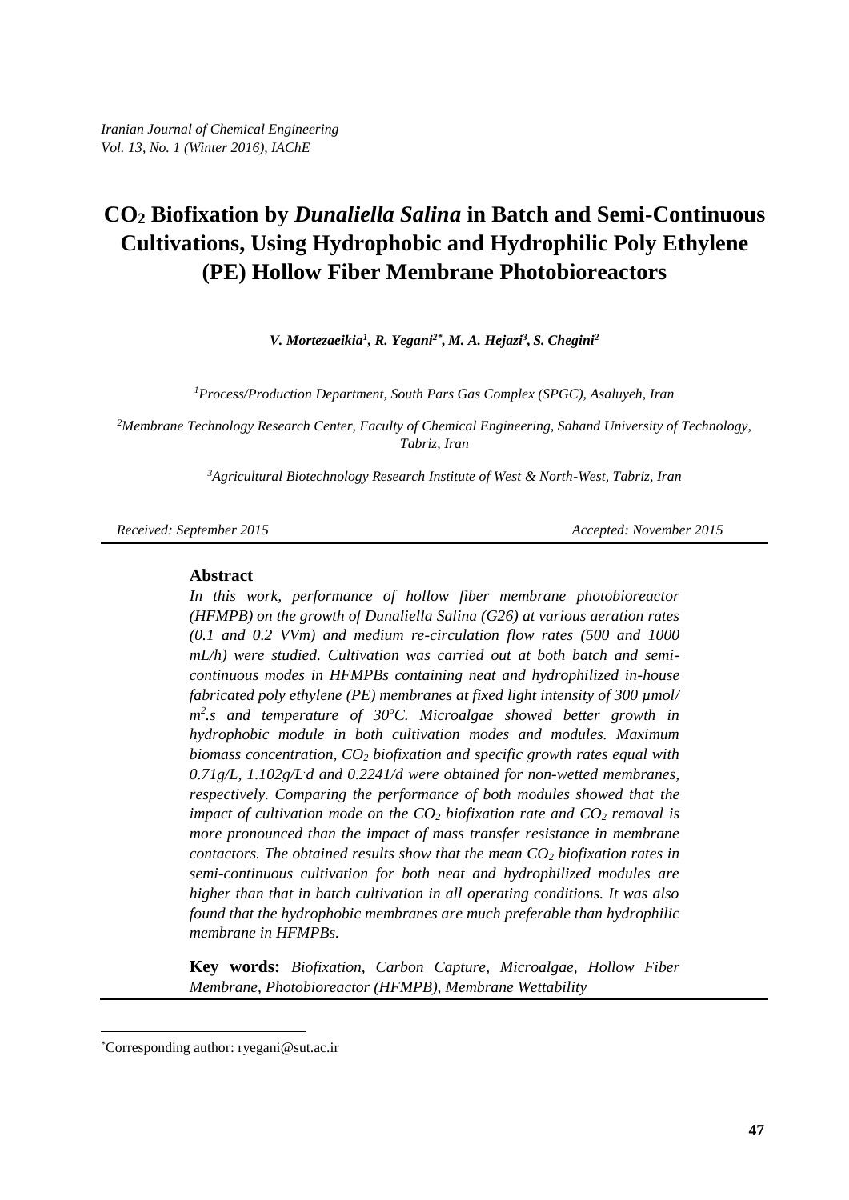# $CO_2$ Biofixation by *Dunaliella Salina* in Batch and Semi-Continuous Cultivations, Using Hydrophobic and Hydrophilic Poly Ethylene (PE) Hollow Fiber Membrane Photobioreactors

***V. Mortezaeikia[1], R. Yegani[2*], M. A. Hejazi[3], S. Chegini[2]***

*[1]Process/Production Department, South Pars Gas Complex (SPGC), Asaluyeh, Iran*

*[2]Membrane Technology Research Center, Faculty of Chemical Engineering, Sahand University of Technology, Tabriz, Iran*

*[3]Agricultural Biotechnology Research Institute of West & North-West, Tabriz, Iran*

*Received: September 2015* *Accepted: November 2015*

## Abstract

*In this work, performance of hollow fiber membrane photobioreactor (HFMPB) on the growth of Dunaliella Salina (G26) at various aeration rates (0.1 and 0.2 VVm) and medium re-circulation flow rates (500 and 1000 mL/h) were studied. Cultivation was carried out at both batch and semi-continuous modes in HFMPBs containing neat and hydrophilized in-house fabricated poly ethylene (PE) membranes at fixed light intensity of 300 µmol/ $m^2$.s and temperature of $30^oC$. Microalgae showed better growth in hydrophobic module in both cultivation modes and modules. Maximum biomass concentration, $CO_2$ biofixation and specific growth rates equal with 0.71g/L, 1.102g/L.d and 0.2241/d were obtained for non-wetted membranes, respectively. Comparing the performance of both modules showed that the impact of cultivation mode on the $CO_2$ biofixation rate and $CO_2$ removal is more pronounced than the impact of mass transfer resistance in membrane contactors. The obtained results show that the mean $CO_2$ biofixation rates in semi-continuous cultivation for both neat and hydrophilized modules are higher than that in batch cultivation in all operating conditions. It was also found that the hydrophobic membranes are much preferable than hydrophilic membrane in HFMPBs.*

**Key words:** *Biofixation, Carbon Capture, Microalgae, Hollow Fiber Membrane, Photobioreactor (HFMPB), Membrane Wettability*

---

*Corresponding author: ryegani@sut.ac.ir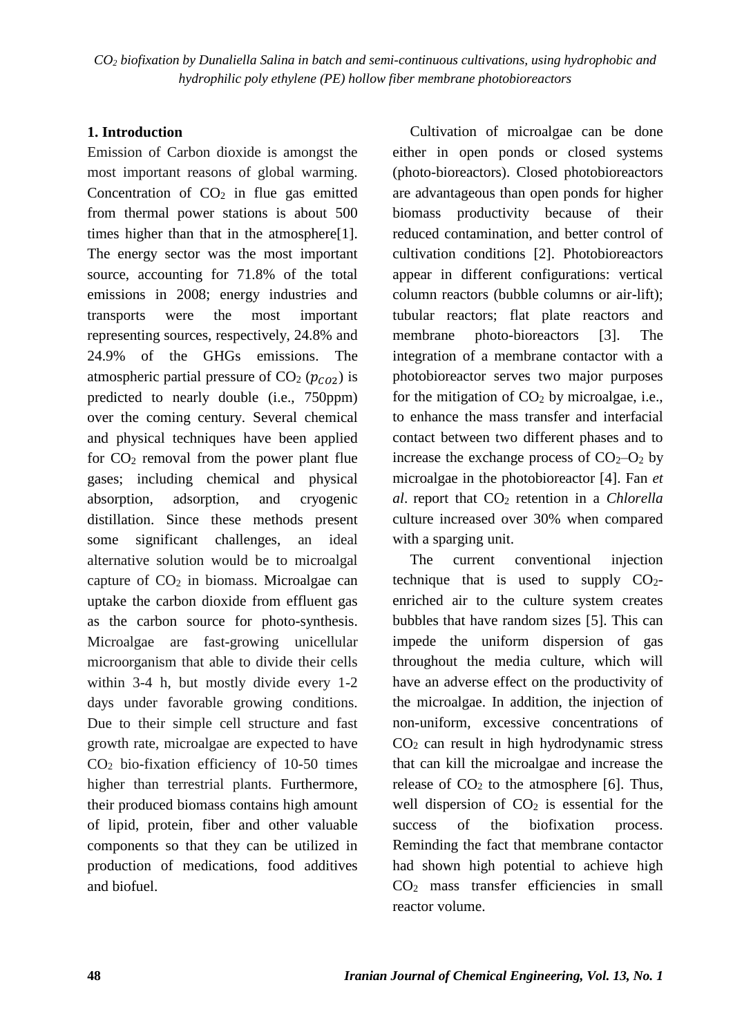## 1. Introduction

Emission of Carbon dioxide is amongst the most important reasons of global warming. Concentration of $CO_2$ in flue gas emitted from thermal power stations is about 500 times higher than that in the atmosphere[1]. The energy sector was the most important source, accounting for 71.8% of the total emissions in 2008; energy industries and transports were the most important representing sources, respectively, 24.8% and 24.9% of the GHGs emissions. The atmospheric partial pressure of $CO_2$ ($p_{CO2}$) is predicted to nearly double (i.e., 750ppm) over the coming century. Several chemical and physical techniques have been applied for $CO_2$ removal from the power plant flue gases; including chemical and physical absorption, adsorption, and cryogenic distillation. Since these methods present some significant challenges, an ideal alternative solution would be to microalgal capture of $CO_2$ in biomass. Microalgae can uptake the carbon dioxide from effluent gas as the carbon source for photo-synthesis. Microalgae are fast-growing unicellular microorganism that able to divide their cells within 3-4 h, but mostly divide every 1-2 days under favorable growing conditions. Due to their simple cell structure and fast growth rate, microalgae are expected to have $CO_2$ bio-fixation efficiency of 10-50 times higher than terrestrial plants. Furthermore, their produced biomass contains high amount of lipid, protein, fiber and other valuable components so that they can be utilized in production of medications, food additives and biofuel.

Cultivation of microalgae can be done either in open ponds or closed systems (photo-bioreactors). Closed photobioreactors are advantageous than open ponds for higher biomass productivity because of their reduced contamination, and better control of cultivation conditions [2]. Photobioreactors appear in different configurations: vertical column reactors (bubble columns or air-lift); tubular reactors; flat plate reactors and membrane photo-bioreactors [3]. The integration of a membrane contactor with a photobioreactor serves two major purposes for the mitigation of $CO_2$ by microalgae, i.e., to enhance the mass transfer and interfacial contact between two different phases and to increase the exchange process of $CO_2$–$O_2$ by microalgae in the photobioreactor [4]. Fan *et al*. report that $CO_2$ retention in a *Chlorella* culture increased over 30% when compared with a sparging unit.

The current conventional injection technique that is used to supply $CO_2$-enriched air to the culture system creates bubbles that have random sizes [5]. This can impede the uniform dispersion of gas throughout the media culture, which will have an adverse effect on the productivity of the microalgae. In addition, the injection of non-uniform, excessive concentrations of $CO_2$ can result in high hydrodynamic stress that can kill the microalgae and increase the release of $CO_2$ to the atmosphere [6]. Thus, well dispersion of $CO_2$ is essential for the success of the biofixation process. Reminding the fact that membrane contactor had shown high potential to achieve high $CO_2$ mass transfer efficiencies in small reactor volume.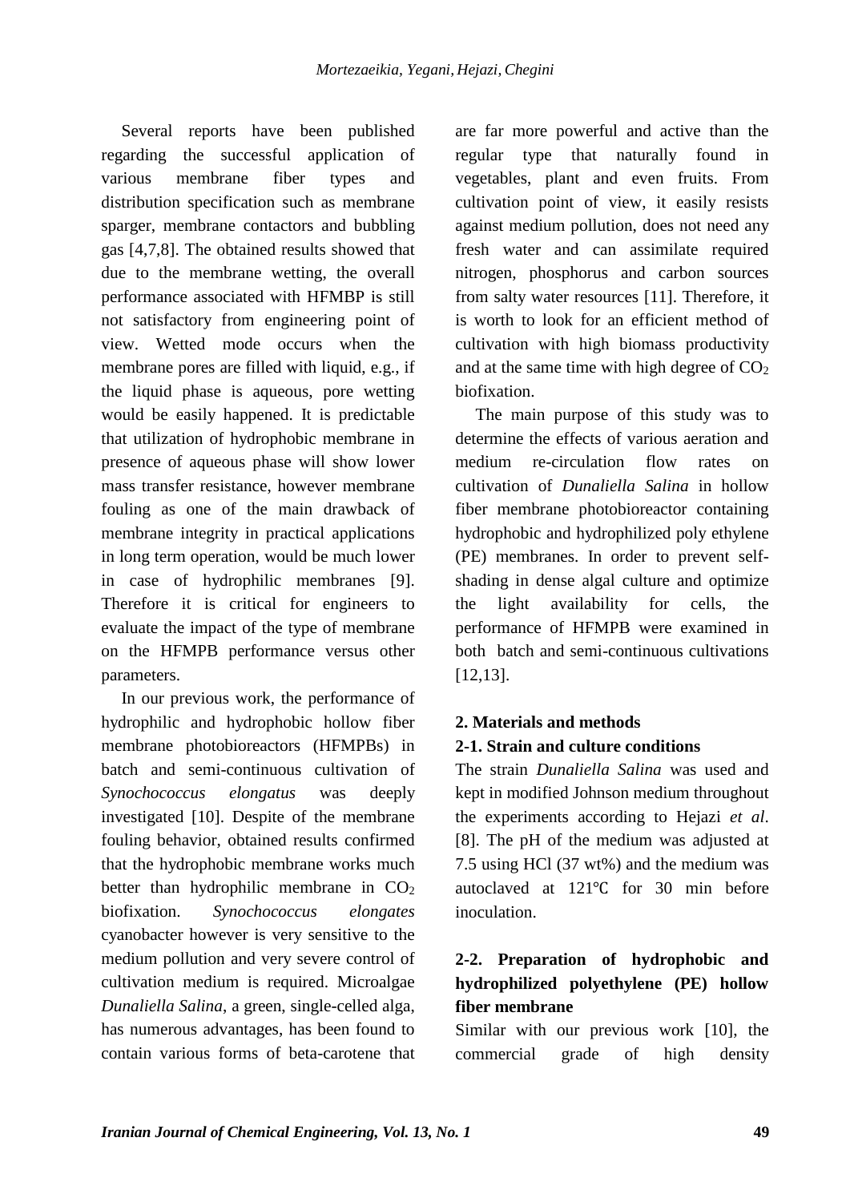Several reports have been published regarding the successful application of various membrane fiber types and distribution specification such as membrane sparger, membrane contactors and bubbling gas [4,7,8]. The obtained results showed that due to the membrane wetting, the overall performance associated with HFMBP is still not satisfactory from engineering point of view. Wetted mode occurs when the membrane pores are filled with liquid, e.g., if the liquid phase is aqueous, pore wetting would be easily happened. It is predictable that utilization of hydrophobic membrane in presence of aqueous phase will show lower mass transfer resistance, however membrane fouling as one of the main drawback of membrane integrity in practical applications in long term operation, would be much lower in case of hydrophilic membranes [9]. Therefore it is critical for engineers to evaluate the impact of the type of membrane on the HFMPB performance versus other parameters.

In our previous work, the performance of hydrophilic and hydrophobic hollow fiber membrane photobioreactors (HFMPBs) in batch and semi-continuous cultivation of *Synochococcus elongatus* was deeply investigated [10]. Despite of the membrane fouling behavior, obtained results confirmed that the hydrophobic membrane works much better than hydrophilic membrane in $CO_2$ biofixation. *Synochococcus elongates* cyanobacter however is very sensitive to the medium pollution and very severe control of cultivation medium is required. Microalgae *Dunaliella Salina*, a green, single-celled alga, has numerous advantages, has been found to contain various forms of beta-carotene that are far more powerful and active than the regular type that naturally found in vegetables, plant and even fruits. From cultivation point of view, it easily resists against medium pollution, does not need any fresh water and can assimilate required nitrogen, phosphorus and carbon sources from salty water resources [11]. Therefore, it is worth to look for an efficient method of cultivation with high biomass productivity and at the same time with high degree of $CO_2$ biofixation.

The main purpose of this study was to determine the effects of various aeration and medium re-circulation flow rates on cultivation of *Dunaliella Salina* in hollow fiber membrane photobioreactor containing hydrophobic and hydrophilized poly ethylene (PE) membranes. In order to prevent self-shading in dense algal culture and optimize the light availability for cells, the performance of HFMPB were examined in both batch and semi-continuous cultivations [12,13].

## 2. Materials and methods

### 2-1. Strain and culture conditions

The strain *Dunaliella Salina* was used and kept in modified Johnson medium throughout the experiments according to Hejazi *et al*. [8]. The pH of the medium was adjusted at 7.5 using HCl (37 wt%) and the medium was autoclaved at 121℃ for 30 min before inoculation.

### 2-2. Preparation of hydrophobic and hydrophilized polyethylene (PE) hollow fiber membrane

Similar with our previous work [10], the commercial grade of high density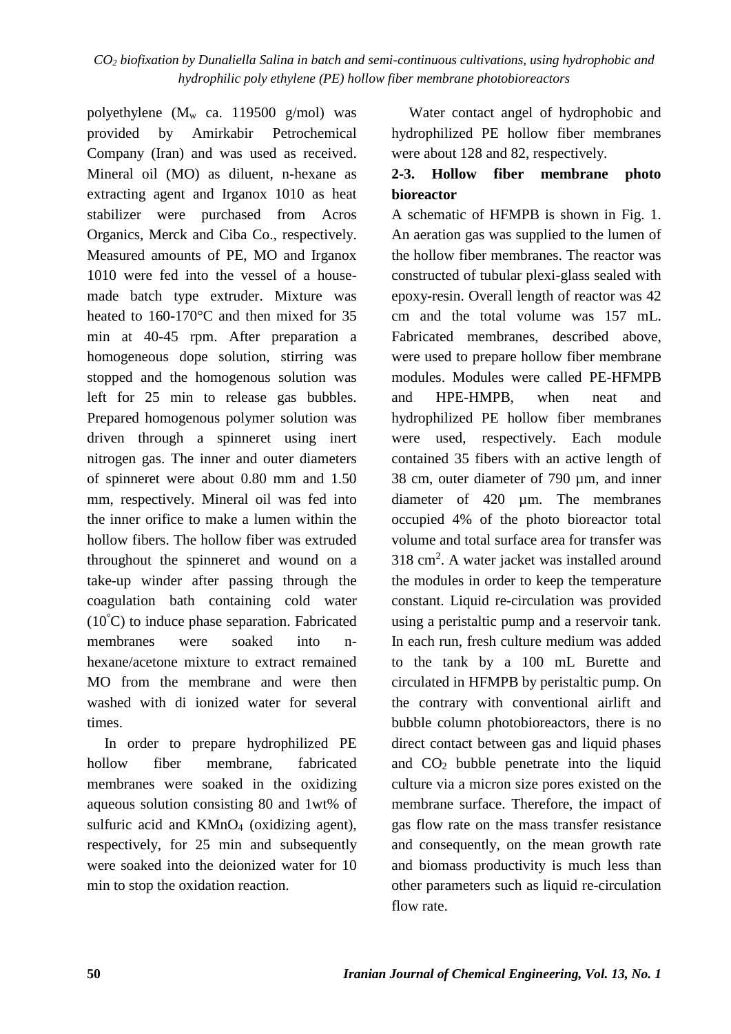polyethylene ($M_w$ ca. 119500 g/mol) was provided by Amirkabir Petrochemical Company (Iran) and was used as received. Mineral oil (MO) as diluent, n-hexane as extracting agent and Irganox 1010 as heat stabilizer were purchased from Acros Organics, Merck and Ciba Co., respectively. Measured amounts of PE, MO and Irganox 1010 were fed into the vessel of a house-made batch type extruder. Mixture was heated to 160-170°C and then mixed for 35 min at 40-45 rpm. After preparation a homogeneous dope solution, stirring was stopped and the homogenous solution was left for 25 min to release gas bubbles. Prepared homogenous polymer solution was driven through a spinneret using inert nitrogen gas. The inner and outer diameters of spinneret were about 0.80 mm and 1.50 mm, respectively. Mineral oil was fed into the inner orifice to make a lumen within the hollow fibers. The hollow fiber was extruded throughout the spinneret and wound on a take-up winder after passing through the coagulation bath containing cold water (10°C) to induce phase separation. Fabricated membranes were soaked into n-hexane/acetone mixture to extract remained MO from the membrane and were then washed with di ionized water for several times.

In order to prepare hydrophilized PE hollow fiber membrane, fabricated membranes were soaked in the oxidizing aqueous solution consisting 80 and 1wt% of sulfuric acid and $KMnO_4$ (oxidizing agent), respectively, for 25 min and subsequently were soaked into the deionized water for 10 min to stop the oxidation reaction.

Water contact angel of hydrophobic and hydrophilized PE hollow fiber membranes were about 128 and 82, respectively.

### 2-3. Hollow fiber membrane photo bioreactor

A schematic of HFMPB is shown in Fig. 1. An aeration gas was supplied to the lumen of the hollow fiber membranes. The reactor was constructed of tubular plexi-glass sealed with epoxy-resin. Overall length of reactor was 42 cm and the total volume was 157 mL. Fabricated membranes, described above, were used to prepare hollow fiber membrane modules. Modules were called PE-HFMPB and HPE-HMPB, when neat and hydrophilized PE hollow fiber membranes were used, respectively. Each module contained 35 fibers with an active length of 38 cm, outer diameter of 790 µm, and inner diameter of 420 µm. The membranes occupied 4% of the photo bioreactor total volume and total surface area for transfer was 318 cm$^2$. A water jacket was installed around the modules in order to keep the temperature constant. Liquid re-circulation was provided using a peristaltic pump and a reservoir tank. In each run, fresh culture medium was added to the tank by a 100 mL Burette and circulated in HFMPB by peristaltic pump. On the contrary with conventional airlift and bubble column photobioreactors, there is no direct contact between gas and liquid phases and $CO_2$ bubble penetrate into the liquid culture via a micron size pores existed on the membrane surface. Therefore, the impact of gas flow rate on the mass transfer resistance and consequently, on the mean growth rate and biomass productivity is much less than other parameters such as liquid re-circulation flow rate.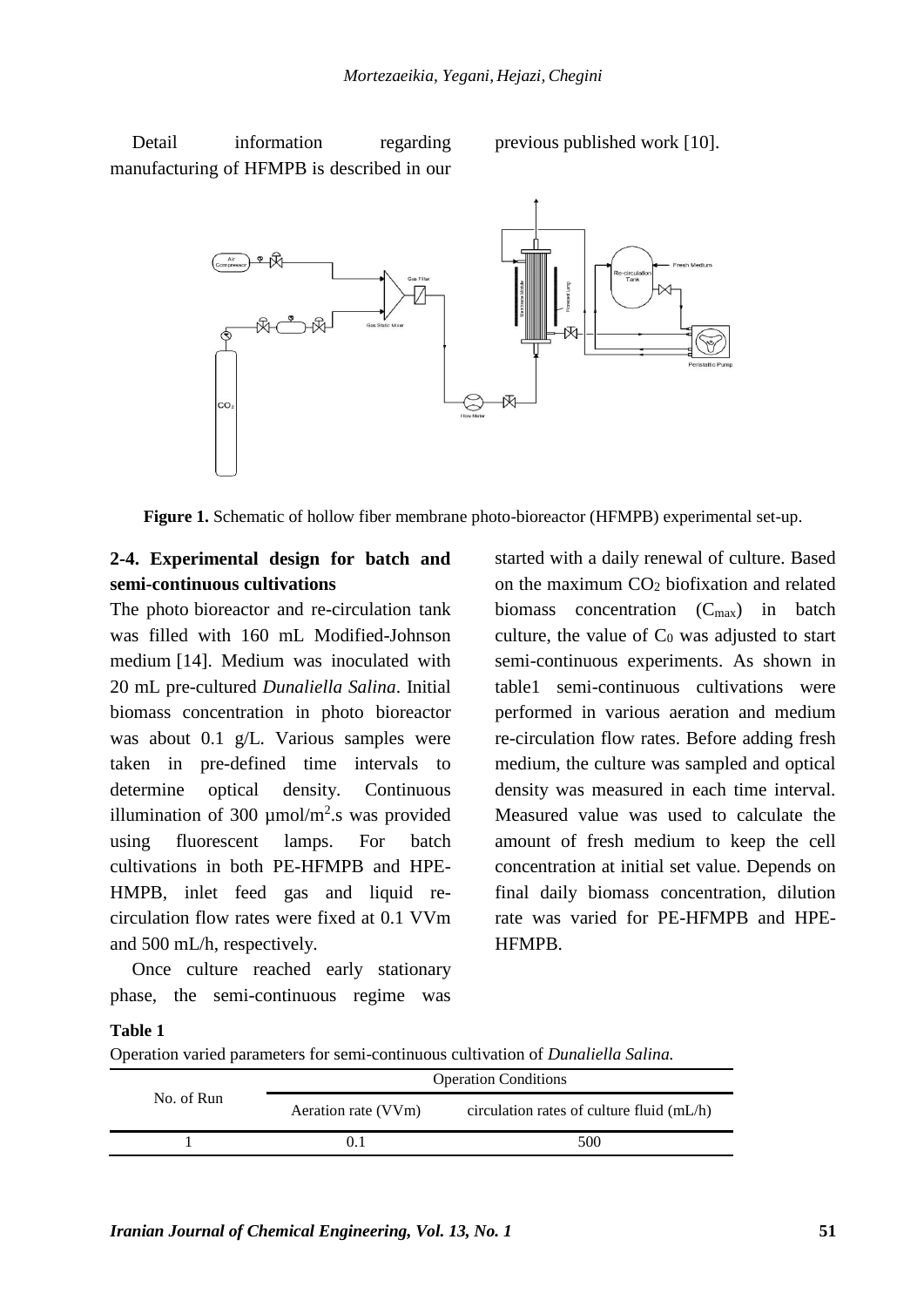Detail information regarding manufacturing of HFMPB is described in our previous published work [10].

**Figure 1.** Schematic of hollow fiber membrane photo-bioreactor (HFMPB) experimental set-up.

## 2-4. Experimental design for batch and semi-continuous cultivations

The photo bioreactor and re-circulation tank was filled with 160 mL Modified-Johnson medium [14]. Medium was inoculated with 20 mL pre-cultured *Dunaliella Salina*. Initial biomass concentration in photo bioreactor was about 0.1 g/L. Various samples were taken in pre-defined time intervals to determine optical density. Continuous illumination of 300 µmol/m$^2$.s was provided using fluorescent lamps. For batch cultivations in both PE-HFMPB and HPE-HMPB, inlet feed gas and liquid re-circulation flow rates were fixed at 0.1 VVm and 500 mL/h, respectively.

Once culture reached early stationary phase, the semi-continuous regime was started with a daily renewal of culture. Based on the maximum $CO_2$ biofixation and related biomass concentration ($C_{max}$) in batch culture, the value of $C_0$ was adjusted to start semi-continuous experiments. As shown in table1 semi-continuous cultivations were performed in various aeration and medium re-circulation flow rates. Before adding fresh medium, the culture was sampled and optical density was measured in each time interval. Measured value was used to calculate the amount of fresh medium to keep the cell concentration at initial set value. Depends on final daily biomass concentration, dilution rate was varied for PE-HFMPB and HPE-HFMPB.

**Table 1**

Operation varied parameters for semi-continuous cultivation of *Dunaliella Salina.*

| No. of Run | Operation Conditions | |
|---|---|---|
| | Aeration rate (VVm) | circulation rates of culture fluid (mL/h) |
| 1 | 0.1 | 500 |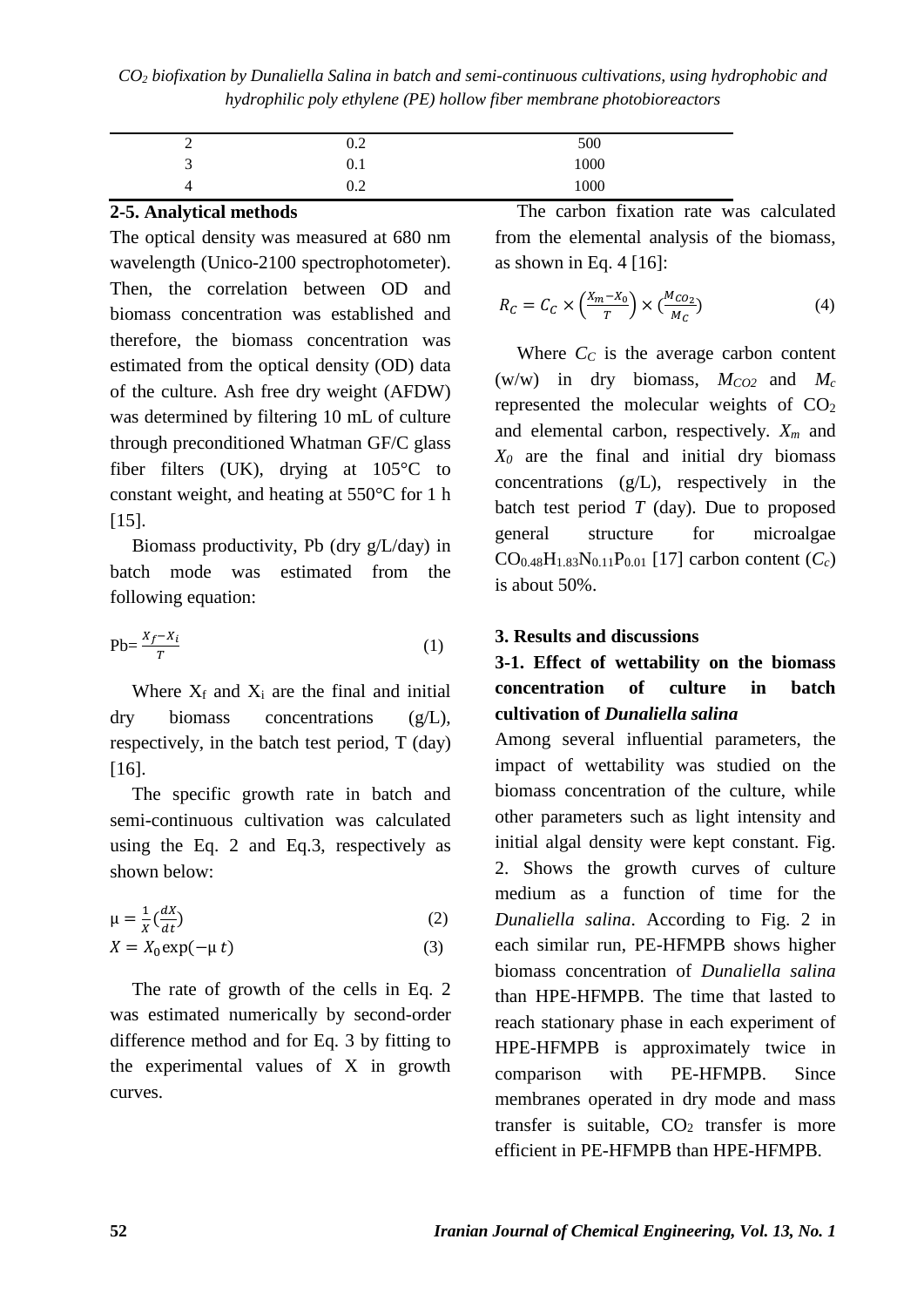| 2 | 0.2 | 500 |
|---|---|---|
| 3 | 0.1 | 1000 |
| 4 | 0.2 | 1000 |

### 2-5. Analytical methods

The optical density was measured at 680 nm wavelength (Unico-2100 spectrophotometer). Then, the correlation between OD and biomass concentration was established and therefore, the biomass concentration was estimated from the optical density (OD) data of the culture. Ash free dry weight (AFDW) was determined by filtering 10 mL of culture through preconditioned Whatman GF/C glass fiber filters (UK), drying at 105°C to constant weight, and heating at 550°C for 1 h [15].

Biomass productivity, Pb (dry g/L/day) in batch mode was estimated from the following equation:

$$Pb = \frac{X_f - X_i}{T} \tag{1}$$

Where $X_f$ and $X_i$ are the final and initial dry biomass concentrations (g/L), respectively, in the batch test period, T (day) [16].

The specific growth rate in batch and semi-continuous cultivation was calculated using the Eq. 2 and Eq.3, respectively as shown below:

$$\mu = \frac{1}{X}\left(\frac{dX}{dt}\right) \tag{2}$$

$$X = X_0 \exp(-\mu\, t) \tag{3}$$

The rate of growth of the cells in Eq. 2 was estimated numerically by second-order difference method and for Eq. 3 by fitting to the experimental values of X in growth curves.

The carbon fixation rate was calculated from the elemental analysis of the biomass, as shown in Eq. 4 [16]:

$$R_C = C_C \times \left(\frac{X_m - X_0}{T}\right) \times \left(\frac{M_{CO_2}}{M_C}\right) \tag{4}$$

Where $C_C$ is the average carbon content (w/w) in dry biomass, $M_{CO2}$ and $M_c$ represented the molecular weights of $CO_2$ and elemental carbon, respectively. $X_m$ and $X_0$ are the final and initial dry biomass concentrations (g/L), respectively in the batch test period $T$ (day). Due to proposed general structure for microalgae $CO_{0.48}H_{1.83}N_{0.11}P_{0.01}$ [17] carbon content ($C_c$) is about 50%.

## 3. Results and discussions

### 3-1. Effect of wettability on the biomass concentration of culture in batch cultivation of *Dunaliella salina*

Among several influential parameters, the impact of wettability was studied on the biomass concentration of the culture, while other parameters such as light intensity and initial algal density were kept constant. Fig. 2. Shows the growth curves of culture medium as a function of time for the *Dunaliella salina*. According to Fig. 2 in each similar run, PE-HFMPB shows higher biomass concentration of *Dunaliella salina* than HPE-HFMPB. The time that lasted to reach stationary phase in each experiment of HPE-HFMPB is approximately twice in comparison with PE-HFMPB. Since membranes operated in dry mode and mass transfer is suitable, $CO_2$ transfer is more efficient in PE-HFMPB than HPE-HFMPB.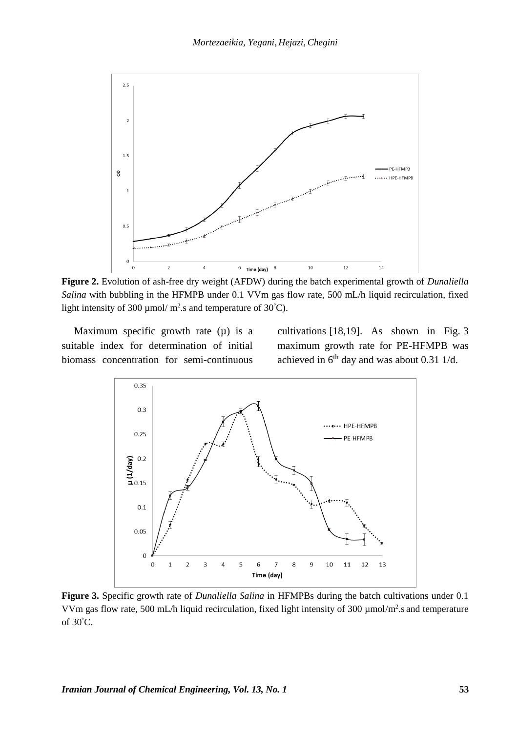**Figure 2.** Evolution of ash-free dry weight (AFDW) during the batch experimental growth of *Dunaliella Salina* with bubbling in the HFMPB under 0.1 VVm gas flow rate, 500 mL/h liquid recirculation, fixed light intensity of 300 µmol/ m$^2$.s and temperature of 30˚C).

Maximum specific growth rate (µ) is a suitable index for determination of initial biomass concentration for semi-continuous cultivations [18,19]. As shown in Fig. 3 maximum growth rate for PE-HFMPB was achieved in 6$^{th}$ day and was about 0.31 1/d.

**Figure 3.** Specific growth rate of *Dunaliella Salina* in HFMPBs during the batch cultivations under 0.1 VVm gas flow rate, 500 mL/h liquid recirculation, fixed light intensity of 300 µmol/m$^2$.s and temperature of 30˚C.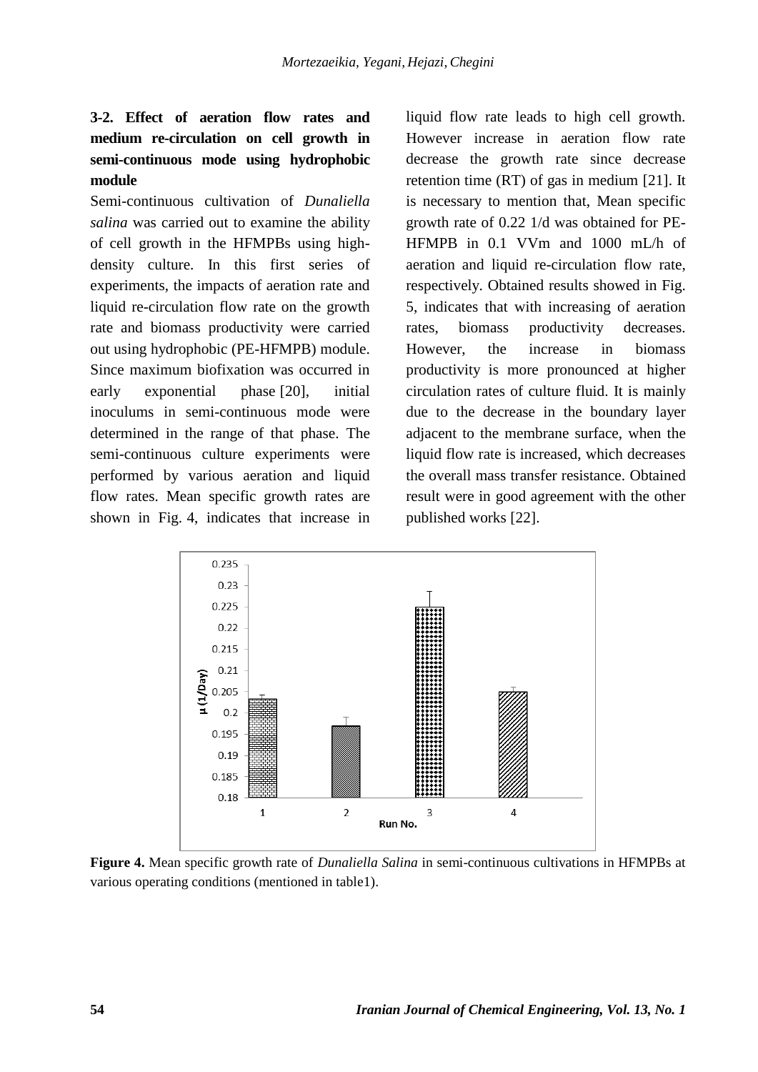### 3-2. Effect of aeration flow rates and medium re-circulation on cell growth in semi-continuous mode using hydrophobic module

Semi-continuous cultivation of *Dunaliella salina* was carried out to examine the ability of cell growth in the HFMPBs using high-density culture. In this first series of experiments, the impacts of aeration rate and liquid re-circulation flow rate on the growth rate and biomass productivity were carried out using hydrophobic (PE-HFMPB) module. Since maximum biofixation was occurred in early exponential phase [20], initial inoculums in semi-continuous mode were determined in the range of that phase. The semi-continuous culture experiments were performed by various aeration and liquid flow rates. Mean specific growth rates are shown in Fig. 4, indicates that increase in liquid flow rate leads to high cell growth. However increase in aeration flow rate decrease the growth rate since decrease retention time (RT) of gas in medium [21]. It is necessary to mention that, Mean specific growth rate of 0.22 1/d was obtained for PE-HFMPB in 0.1 VVm and 1000 mL/h of aeration and liquid re-circulation flow rate, respectively. Obtained results showed in Fig. 5, indicates that with increasing of aeration rates, biomass productivity decreases. However, the increase in biomass productivity is more pronounced at higher circulation rates of culture fluid. It is mainly due to the decrease in the boundary layer adjacent to the membrane surface, when the liquid flow rate is increased, which decreases the overall mass transfer resistance. Obtained result were in good agreement with the other published works [22].

**Figure 4.** Mean specific growth rate of *Dunaliella Salina* in semi-continuous cultivations in HFMPBs at various operating conditions (mentioned in table1).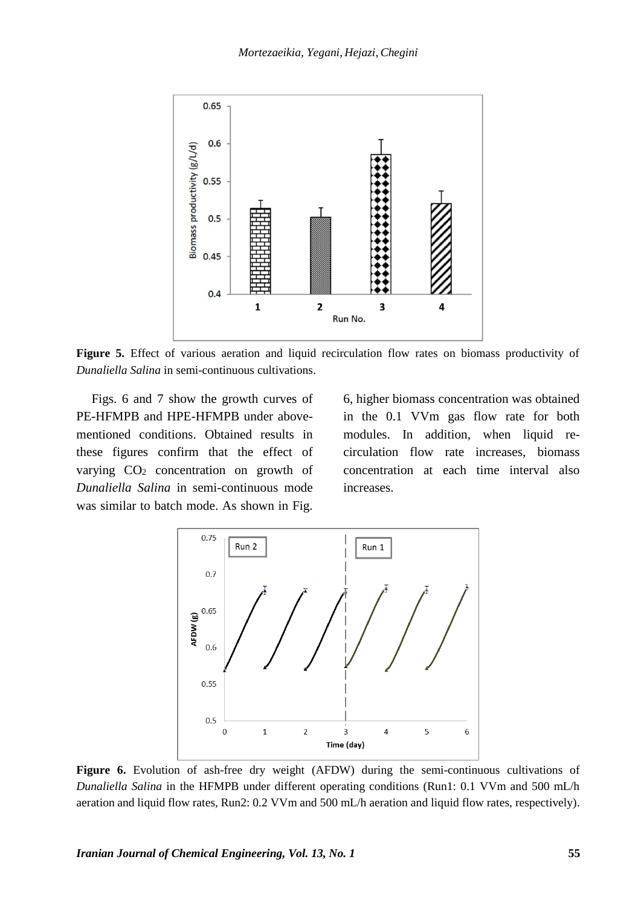**Figure 5.** Effect of various aeration and liquid recirculation flow rates on biomass productivity of *Dunaliella Salina* in semi-continuous cultivations.

Figs. 6 and 7 show the growth curves of PE-HFMPB and HPE-HFMPB under above-mentioned conditions. Obtained results in these figures confirm that the effect of varying $CO_2$ concentration on growth of *Dunaliella Salina* in semi-continuous mode was similar to batch mode. As shown in Fig. 6, higher biomass concentration was obtained in the 0.1 VVm gas flow rate for both modules. In addition, when liquid re-circulation flow rate increases, biomass concentration at each time interval also increases.

**Figure 6.** Evolution of ash-free dry weight (AFDW) during the semi-continuous cultivations of *Dunaliella Salina* in the HFMPB under different operating conditions (Run1: 0.1 VVm and 500 mL/h aeration and liquid flow rates, Run2: 0.2 VVm and 500 mL/h aeration and liquid flow rates, respectively).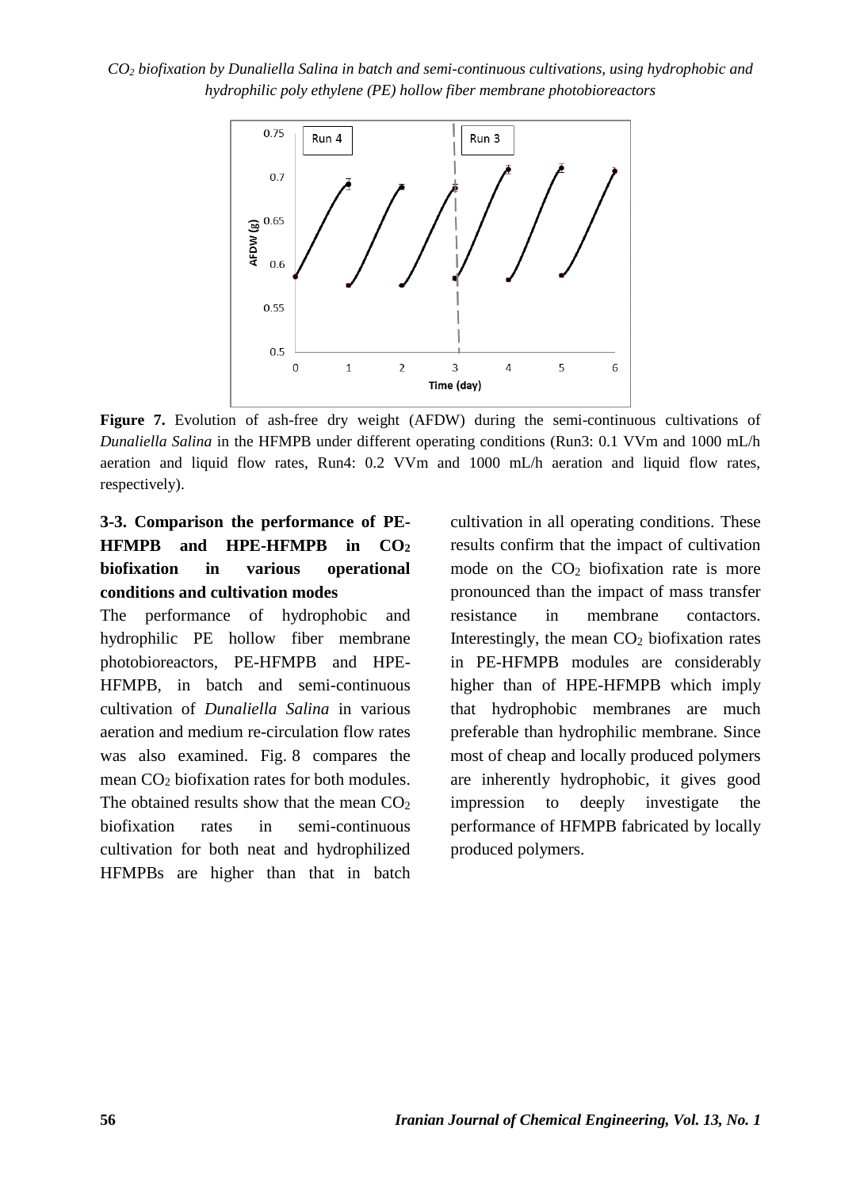Figure 7. Evolution of ash-free dry weight (AFDW) during the semi-continuous cultivations of *Dunaliella Salina* in the HFMPB under different operating conditions (Run3: 0.1 VVm and 1000 mL/h aeration and liquid flow rates, Run4: 0.2 VVm and 1000 mL/h aeration and liquid flow rates, respectively).

### 3-3. Comparison the performance of PE-HFMPB and HPE-HFMPB in $CO_2$ biofixation in various operational conditions and cultivation modes

The performance of hydrophobic and hydrophilic PE hollow fiber membrane photobioreactors, PE-HFMPB and HPE-HFMPB, in batch and semi-continuous cultivation of *Dunaliella Salina* in various aeration and medium re-circulation flow rates was also examined. Fig. 8 compares the mean $CO_2$ biofixation rates for both modules. The obtained results show that the mean $CO_2$ biofixation rates in semi-continuous cultivation for both neat and hydrophilized HFMPBs are higher than that in batch cultivation in all operating conditions. These results confirm that the impact of cultivation mode on the $CO_2$ biofixation rate is more pronounced than the impact of mass transfer resistance in membrane contactors. Interestingly, the mean $CO_2$ biofixation rates in PE-HFMPB modules are considerably higher than of HPE-HFMPB which imply that hydrophobic membranes are much preferable than hydrophilic membrane. Since most of cheap and locally produced polymers are inherently hydrophobic, it gives good impression to deeply investigate the performance of HFMPB fabricated by locally produced polymers.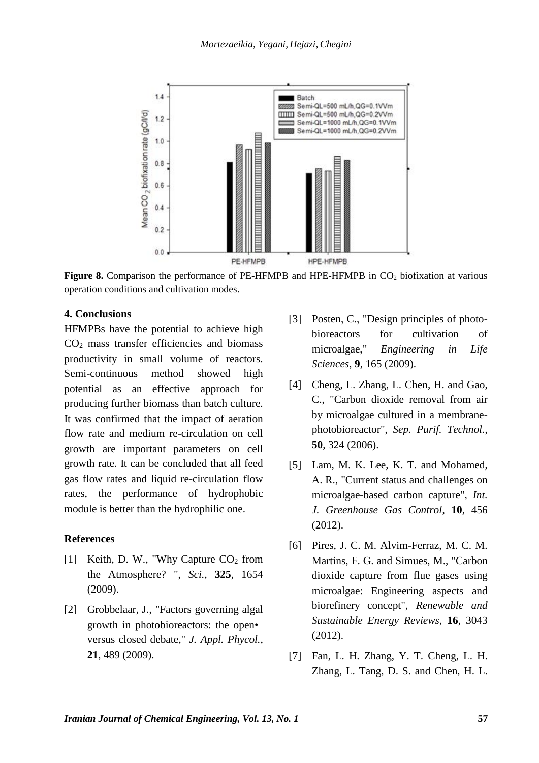**Figure 8.** Comparison the performance of PE-HFMPB and HPE-HFMPB in $CO_2$ biofixation at various operation conditions and cultivation modes.

## 4. Conclusions

HFMPBs have the potential to achieve high $CO_2$ mass transfer efficiencies and biomass productivity in small volume of reactors. Semi-continuous method showed high potential as an effective approach for producing further biomass than batch culture. It was confirmed that the impact of aeration flow rate and medium re-circulation on cell growth are important parameters on cell growth rate. It can be concluded that all feed gas flow rates and liquid re-circulation flow rates, the performance of hydrophobic module is better than the hydrophilic one.

## References

[1] Keith, D. W., "Why Capture $CO_2$ from the Atmosphere? ", *Sci.*, **325**, 1654 (2009).

[2] Grobbelaar, J., "Factors governing algal growth in photobioreactors: the open• versus closed debate," *J. Appl. Phycol.*, **21**, 489 (2009).

[3] Posten, C., "Design principles of photo-bioreactors for cultivation of microalgae," *Engineering in Life Sciences*, **9**, 165 (2009).

[4] Cheng, L. Zhang, L. Chen, H. and Gao, C., "Carbon dioxide removal from air by microalgae cultured in a membrane-photobioreactor", *Sep. Purif. Technol.*, **50**, 324 (2006).

[5] Lam, M. K. Lee, K. T. and Mohamed, A. R., "Current status and challenges on microalgae-based carbon capture", *Int. J. Greenhouse Gas Control*, **10**, 456 (2012).

[6] Pires, J. C. M. Alvim-Ferraz, M. C. M. Martins, F. G. and Simues, M., "Carbon dioxide capture from flue gases using microalgae: Engineering aspects and biorefinery concept", *Renewable and Sustainable Energy Reviews*, **16**, 3043 (2012).

[7] Fan, L. H. Zhang, Y. T. Cheng, L. H. Zhang, L. Tang, D. S. and Chen, H. L.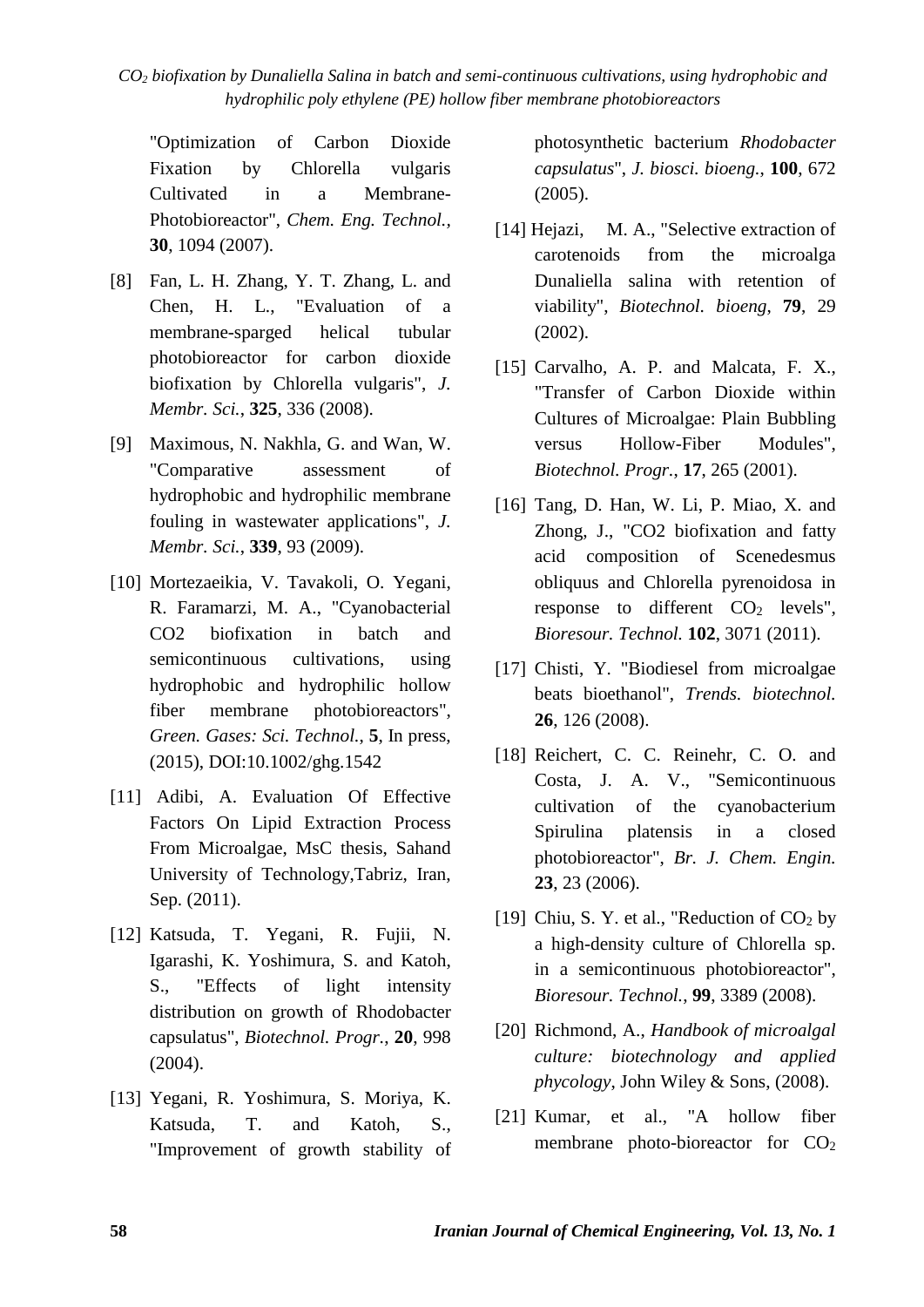"Optimization of Carbon Dioxide Fixation by Chlorella vulgaris Cultivated in a Membrane-Photobioreactor", *Chem. Eng. Technol.*, **30**, 1094 (2007).

[8] Fan, L. H. Zhang, Y. T. Zhang, L. and Chen, H. L., "Evaluation of a membrane-sparged helical tubular photobioreactor for carbon dioxide biofixation by Chlorella vulgaris", *J. Membr. Sci.*, **325**, 336 (2008).

[9] Maximous, N. Nakhla, G. and Wan, W. "Comparative assessment of hydrophobic and hydrophilic membrane fouling in wastewater applications", *J. Membr. Sci.*, **339**, 93 (2009).

[10] Mortezaeikia, V. Tavakoli, O. Yegani, R. Faramarzi, M. A., "Cyanobacterial CO2 biofixation in batch and semicontinuous cultivations, using hydrophobic and hydrophilic hollow fiber membrane photobioreactors", *Green. Gases: Sci. Technol.*, **5**, In press, (2015), DOI:10.1002/ghg.1542

[11] Adibi, A. Evaluation Of Effective Factors On Lipid Extraction Process From Microalgae, MsC thesis, Sahand University of Technology,Tabriz, Iran, Sep. (2011).

[12] Katsuda, T. Yegani, R. Fujii, N. Igarashi, K. Yoshimura, S. and Katoh, S., "Effects of light intensity distribution on growth of Rhodobacter capsulatus", *Biotechnol. Progr.*, **20**, 998 (2004).

[13] Yegani, R. Yoshimura, S. Moriya, K. Katsuda, T. and Katoh, S., "Improvement of growth stability of photosynthetic bacterium *Rhodobacter capsulatus*", *J. biosci. bioeng.*, **100**, 672 (2005).

[14] Hejazi, M. A., "Selective extraction of carotenoids from the microalga Dunaliella salina with retention of viability", *Biotechnol. bioeng*, **79**, 29 (2002).

[15] Carvalho, A. P. and Malcata, F. X., "Transfer of Carbon Dioxide within Cultures of Microalgae: Plain Bubbling versus Hollow-Fiber Modules", *Biotechnol. Progr.*, **17**, 265 (2001).

[16] Tang, D. Han, W. Li, P. Miao, X. and Zhong, J., "CO2 biofixation and fatty acid composition of Scenedesmus obliquus and Chlorella pyrenoidosa in response to different $CO_2$ levels", *Bioresour. Technol.* **102**, 3071 (2011).

[17] Chisti, Y. "Biodiesel from microalgae beats bioethanol", *Trends. biotechnol.* **26**, 126 (2008).

[18] Reichert, C. C. Reinehr, C. O. and Costa, J. A. V., "Semicontinuous cultivation of the cyanobacterium Spirulina platensis in a closed photobioreactor", *Br. J. Chem. Engin.* **23**, 23 (2006).

[19] Chiu, S. Y. et al., "Reduction of $CO_2$ by a high-density culture of Chlorella sp. in a semicontinuous photobioreactor", *Bioresour. Technol.*, **99**, 3389 (2008).

[20] Richmond, A., *Handbook of microalgal culture: biotechnology and applied phycology*, John Wiley & Sons, (2008).

[21] Kumar, et al., "A hollow fiber membrane photo-bioreactor for $CO_2$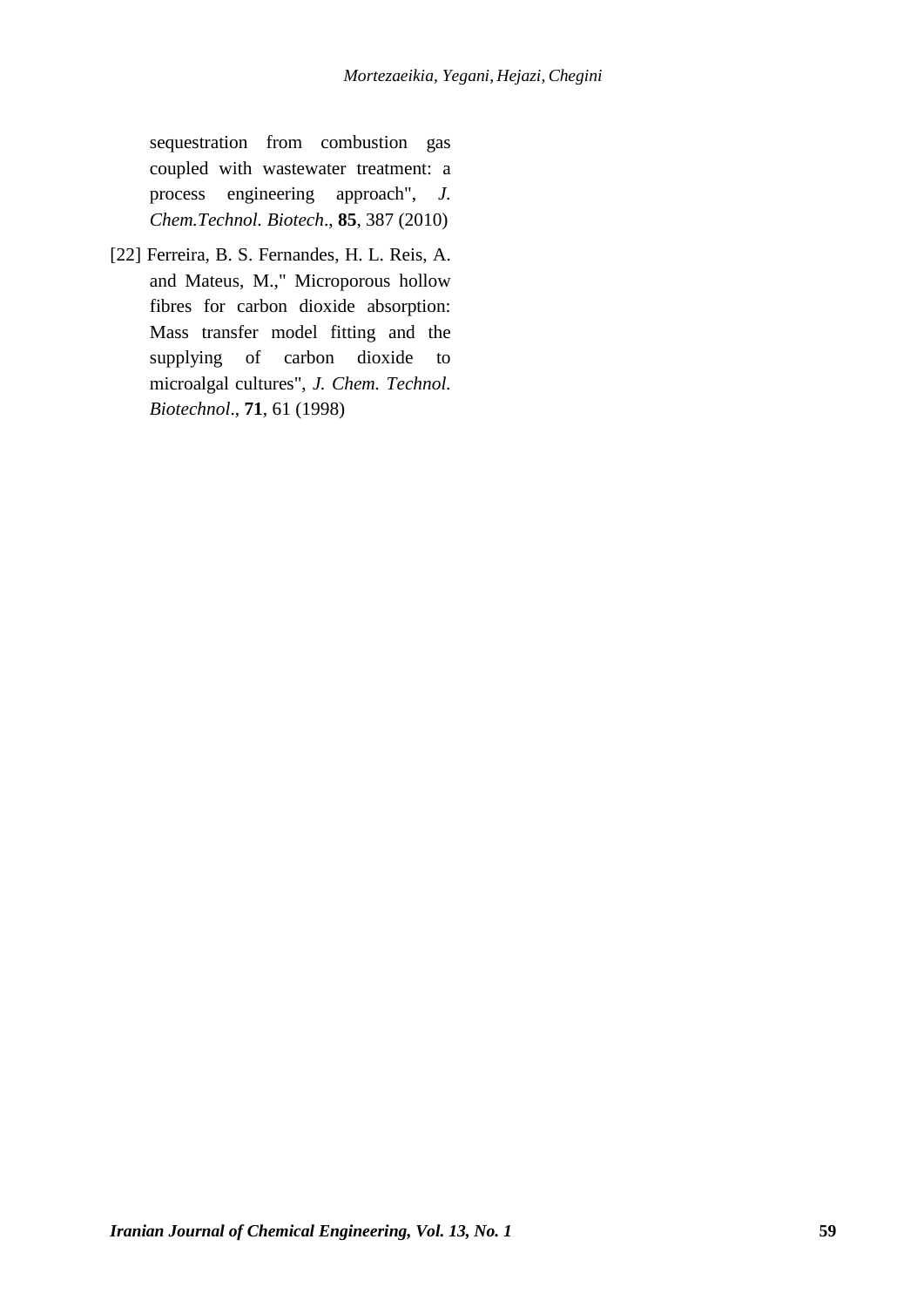sequestration from combustion gas coupled with wastewater treatment: a process engineering approach", *J. Chem.Technol. Biotech*., **85**, 387 (2010)

[22] Ferreira, B. S. Fernandes, H. L. Reis, A. and Mateus, M.," Microporous hollow fibres for carbon dioxide absorption: Mass transfer model fitting and the supplying of carbon dioxide to microalgal cultures", *J. Chem. Technol. Biotechnol*., **71**, 61 (1998)